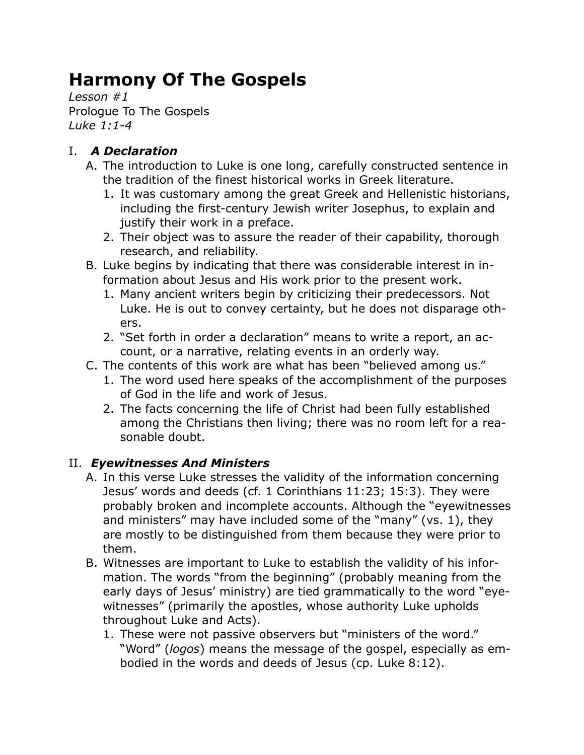# Harmony Of The Gospels

*Lesson #1*
Prologue To The Gospels
*Luke 1:1-4*

## I. *A Declaration*

A. The introduction to Luke is one long, carefully constructed sentence in the tradition of the finest historical works in Greek literature.
   1. It was customary among the great Greek and Hellenistic historians, including the first-century Jewish writer Josephus, to explain and justify their work in a preface.
   2. Their object was to assure the reader of their capability, thorough research, and reliability.

B. Luke begins by indicating that there was considerable interest in information about Jesus and His work prior to the present work.
   1. Many ancient writers begin by criticizing their predecessors. Not Luke. He is out to convey certainty, but he does not disparage others.
   2. "Set forth in order a declaration" means to write a report, an account, or a narrative, relating events in an orderly way.

C. The contents of this work are what has been "believed among us."
   1. The word used here speaks of the accomplishment of the purposes of God in the life and work of Jesus.
   2. The facts concerning the life of Christ had been fully established among the Christians then living; there was no room left for a reasonable doubt.

## II. *Eyewitnesses And Ministers*

A. In this verse Luke stresses the validity of the information concerning Jesus' words and deeds (cf. 1 Corinthians 11:23; 15:3). They were probably broken and incomplete accounts. Although the "eyewitnesses and ministers" may have included some of the "many" (vs. 1), they are mostly to be distinguished from them because they were prior to them.

B. Witnesses are important to Luke to establish the validity of his information. The words "from the beginning" (probably meaning from the early days of Jesus' ministry) are tied grammatically to the word "eyewitnesses" (primarily the apostles, whose authority Luke upholds throughout Luke and Acts).
   1. These were not passive observers but "ministers of the word." "Word" (*logos*) means the message of the gospel, especially as embodied in the words and deeds of Jesus (cp. Luke 8:12).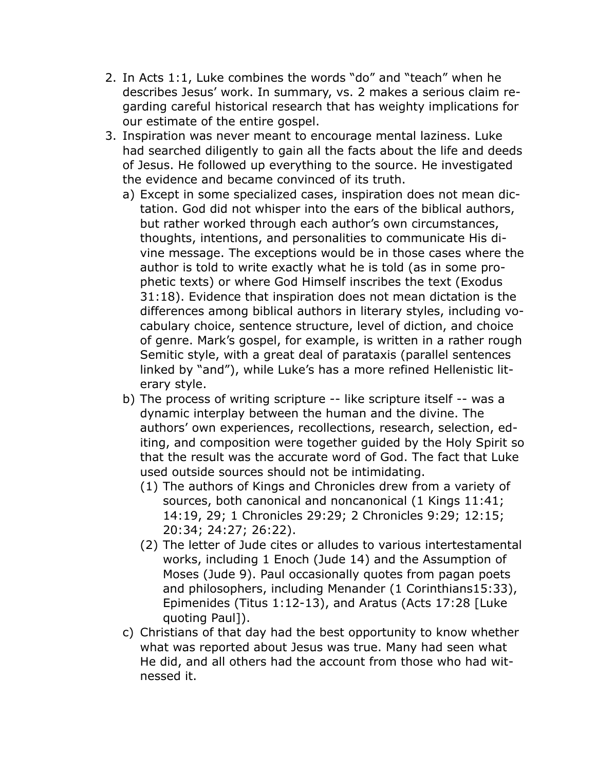2. In Acts 1:1, Luke combines the words "do" and "teach" when he describes Jesus' work. In summary, vs. 2 makes a serious claim regarding careful historical research that has weighty implications for our estimate of the entire gospel.
3. Inspiration was never meant to encourage mental laziness. Luke had searched diligently to gain all the facts about the life and deeds of Jesus. He followed up everything to the source. He investigated the evidence and became convinced of its truth.
   a) Except in some specialized cases, inspiration does not mean dictation. God did not whisper into the ears of the biblical authors, but rather worked through each author's own circumstances, thoughts, intentions, and personalities to communicate His divine message. The exceptions would be in those cases where the author is told to write exactly what he is told (as in some prophetic texts) or where God Himself inscribes the text (Exodus 31:18). Evidence that inspiration does not mean dictation is the differences among biblical authors in literary styles, including vocabulary choice, sentence structure, level of diction, and choice of genre. Mark's gospel, for example, is written in a rather rough Semitic style, with a great deal of parataxis (parallel sentences linked by "and"), while Luke's has a more refined Hellenistic literary style.
   b) The process of writing scripture -- like scripture itself -- was a dynamic interplay between the human and the divine. The authors' own experiences, recollections, research, selection, editing, and composition were together guided by the Holy Spirit so that the result was the accurate word of God. The fact that Luke used outside sources should not be intimidating.
      (1) The authors of Kings and Chronicles drew from a variety of sources, both canonical and noncanonical (1 Kings 11:41; 14:19, 29; 1 Chronicles 29:29; 2 Chronicles 9:29; 12:15; 20:34; 24:27; 26:22).
      (2) The letter of Jude cites or alludes to various intertestamental works, including 1 Enoch (Jude 14) and the Assumption of Moses (Jude 9). Paul occasionally quotes from pagan poets and philosophers, including Menander (1 Corinthians15:33), Epimenides (Titus 1:12-13), and Aratus (Acts 17:28 [Luke quoting Paul]).
   c) Christians of that day had the best opportunity to know whether what was reported about Jesus was true. Many had seen what He did, and all others had the account from those who had witnessed it.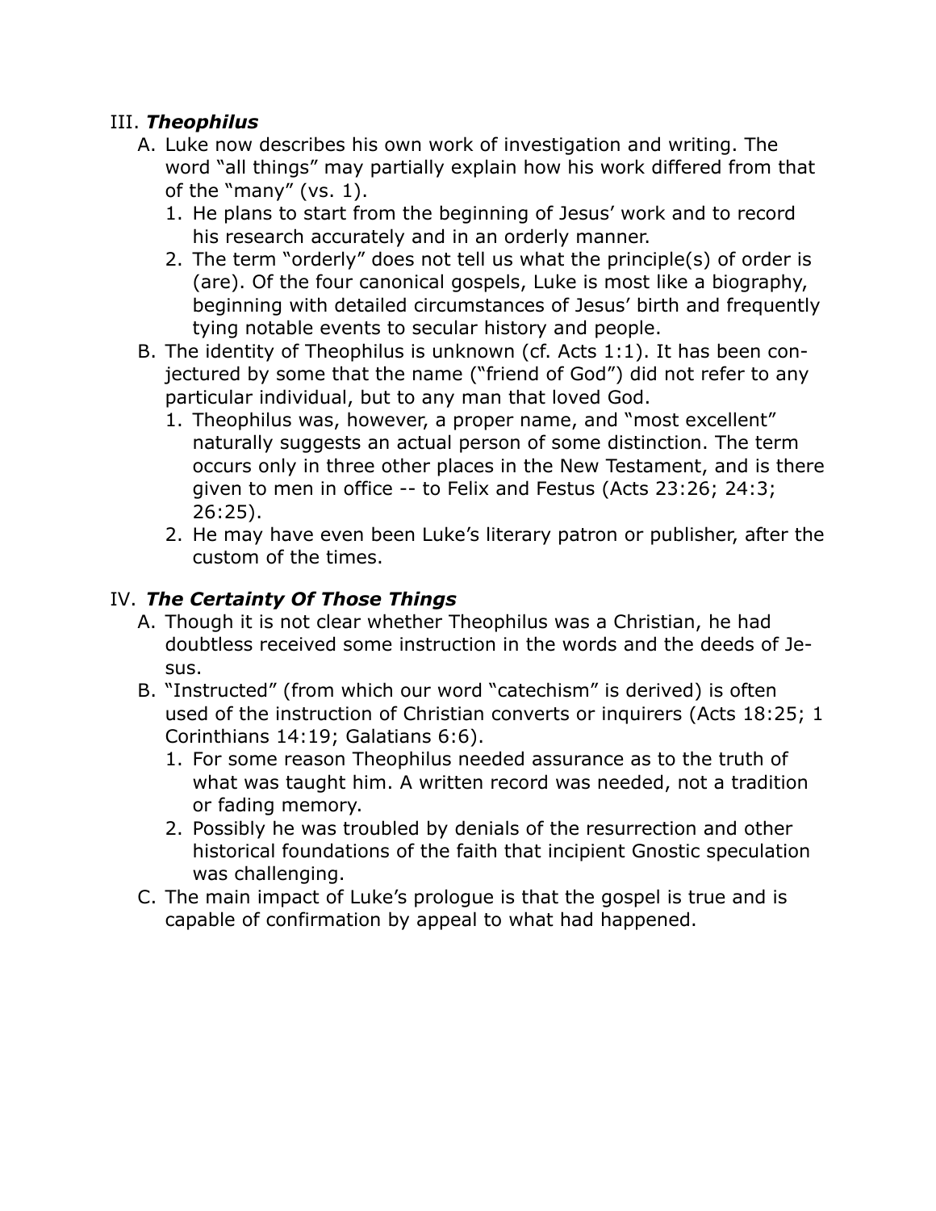## III. ***Theophilus***

A. Luke now describes his own work of investigation and writing. The word "all things" may partially explain how his work differed from that of the "many" (vs. 1).

   1. He plans to start from the beginning of Jesus' work and to record his research accurately and in an orderly manner.
   2. The term "orderly" does not tell us what the principle(s) of order is (are). Of the four canonical gospels, Luke is most like a biography, beginning with detailed circumstances of Jesus' birth and frequently tying notable events to secular history and people.

B. The identity of Theophilus is unknown (cf. Acts 1:1). It has been conjectured by some that the name ("friend of God") did not refer to any particular individual, but to any man that loved God.

   1. Theophilus was, however, a proper name, and "most excellent" naturally suggests an actual person of some distinction. The term occurs only in three other places in the New Testament, and is there given to men in office -- to Felix and Festus (Acts 23:26; 24:3; 26:25).
   2. He may have even been Luke's literary patron or publisher, after the custom of the times.

## IV. ***The Certainty Of Those Things***

A. Though it is not clear whether Theophilus was a Christian, he had doubtless received some instruction in the words and the deeds of Jesus.

B. "Instructed" (from which our word "catechism" is derived) is often used of the instruction of Christian converts or inquirers (Acts 18:25; 1 Corinthians 14:19; Galatians 6:6).

   1. For some reason Theophilus needed assurance as to the truth of what was taught him. A written record was needed, not a tradition or fading memory.
   2. Possibly he was troubled by denials of the resurrection and other historical foundations of the faith that incipient Gnostic speculation was challenging.

C. The main impact of Luke's prologue is that the gospel is true and is capable of confirmation by appeal to what had happened.